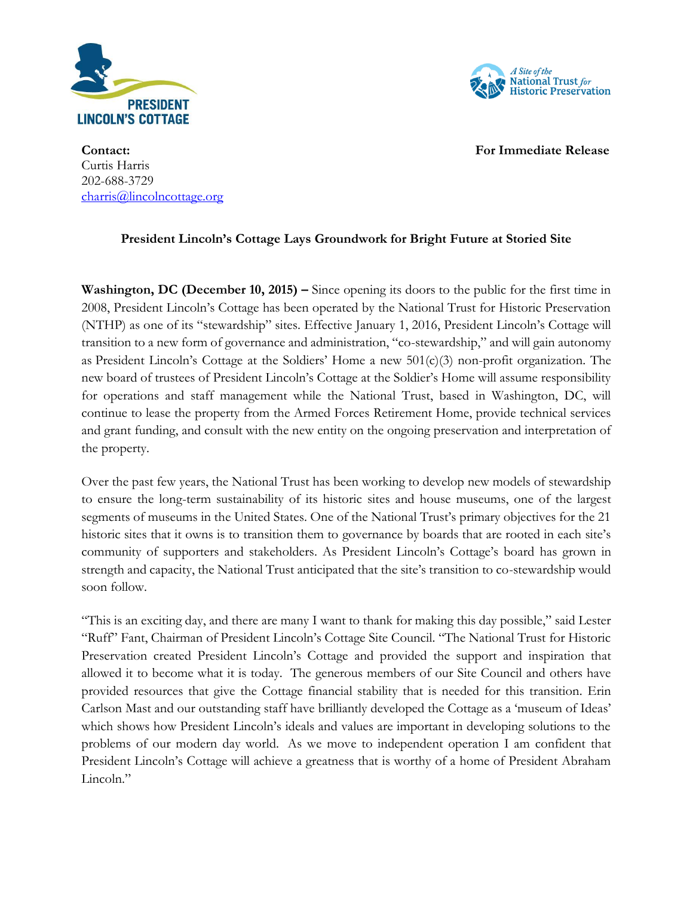PRESIDENT LINCOLN'S COTTAGE

A Site of the National Trust for Historic Preservation

**Contact:**
Curtis Harris
202-688-3729
charris@lincolncottage.org

**For Immediate Release**

## President Lincoln's Cottage Lays Groundwork for Bright Future at Storied Site

**Washington, DC (December 10, 2015) –** Since opening its doors to the public for the first time in 2008, President Lincoln's Cottage has been operated by the National Trust for Historic Preservation (NTHP) as one of its "stewardship" sites. Effective January 1, 2016, President Lincoln's Cottage will transition to a new form of governance and administration, "co-stewardship," and will gain autonomy as President Lincoln's Cottage at the Soldiers' Home a new 501(c)(3) non-profit organization. The new board of trustees of President Lincoln's Cottage at the Soldier's Home will assume responsibility for operations and staff management while the National Trust, based in Washington, DC, will continue to lease the property from the Armed Forces Retirement Home, provide technical services and grant funding, and consult with the new entity on the ongoing preservation and interpretation of the property.

Over the past few years, the National Trust has been working to develop new models of stewardship to ensure the long-term sustainability of its historic sites and house museums, one of the largest segments of museums in the United States. One of the National Trust's primary objectives for the 21 historic sites that it owns is to transition them to governance by boards that are rooted in each site's community of supporters and stakeholders. As President Lincoln's Cottage's board has grown in strength and capacity, the National Trust anticipated that the site's transition to co-stewardship would soon follow.

"This is an exciting day, and there are many I want to thank for making this day possible," said Lester "Ruff" Fant, Chairman of President Lincoln's Cottage Site Council. "The National Trust for Historic Preservation created President Lincoln's Cottage and provided the support and inspiration that allowed it to become what it is today. The generous members of our Site Council and others have provided resources that give the Cottage financial stability that is needed for this transition. Erin Carlson Mast and our outstanding staff have brilliantly developed the Cottage as a 'museum of Ideas' which shows how President Lincoln's ideals and values are important in developing solutions to the problems of our modern day world. As we move to independent operation I am confident that President Lincoln's Cottage will achieve a greatness that is worthy of a home of President Abraham Lincoln."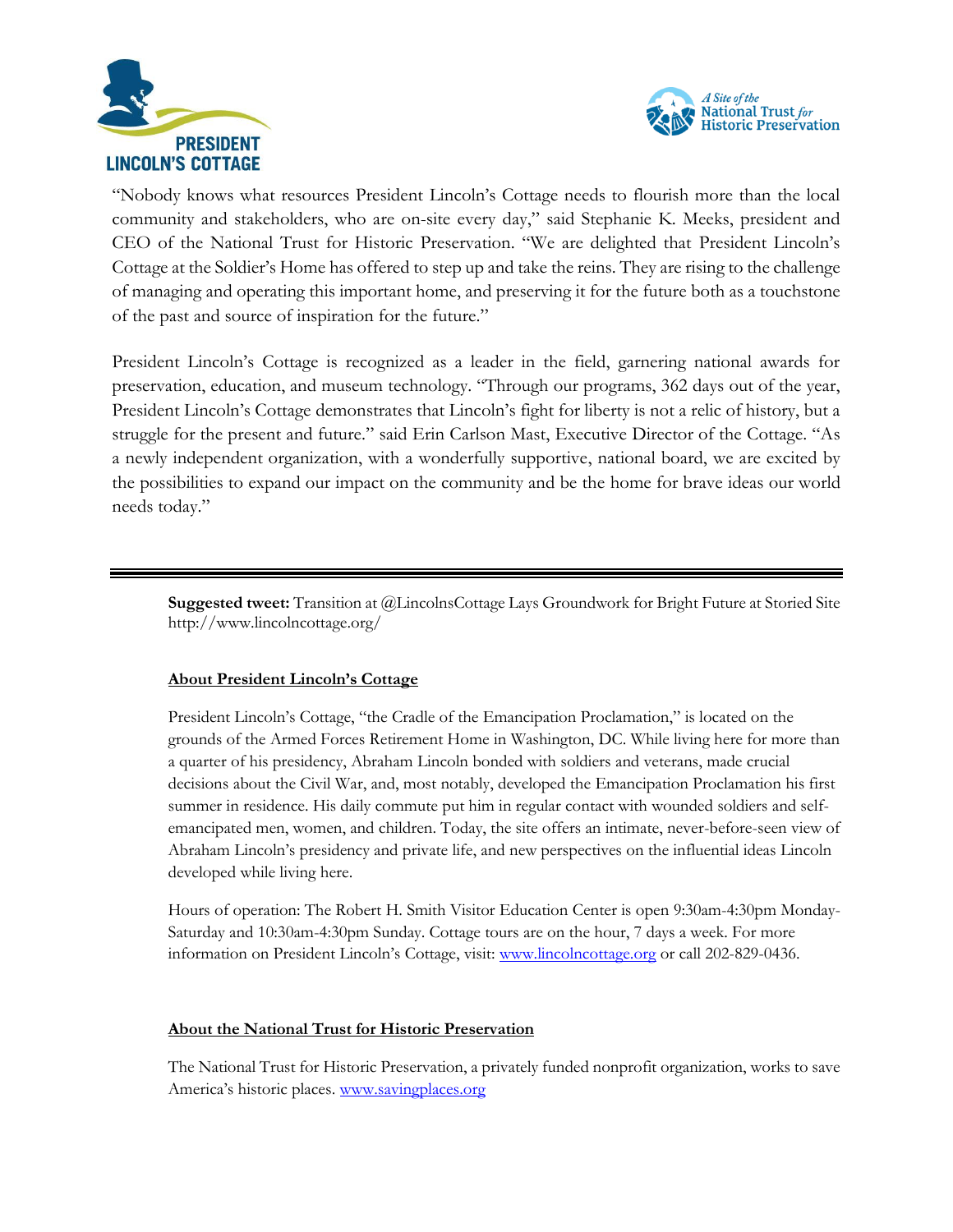"Nobody knows what resources President Lincoln's Cottage needs to flourish more than the local community and stakeholders, who are on-site every day," said Stephanie K. Meeks, president and CEO of the National Trust for Historic Preservation. "We are delighted that President Lincoln's Cottage at the Soldier's Home has offered to step up and take the reins. They are rising to the challenge of managing and operating this important home, and preserving it for the future both as a touchstone of the past and source of inspiration for the future."

President Lincoln's Cottage is recognized as a leader in the field, garnering national awards for preservation, education, and museum technology. "Through our programs, 362 days out of the year, President Lincoln's Cottage demonstrates that Lincoln's fight for liberty is not a relic of history, but a struggle for the present and future." said Erin Carlson Mast, Executive Director of the Cottage. "As a newly independent organization, with a wonderfully supportive, national board, we are excited by the possibilities to expand our impact on the community and be the home for brave ideas our world needs today."

---

**Suggested tweet:** Transition at @LincolnsCottage Lays Groundwork for Bright Future at Storied Site http://www.lincolncottage.org/

**About President Lincoln's Cottage**

President Lincoln's Cottage, "the Cradle of the Emancipation Proclamation," is located on the grounds of the Armed Forces Retirement Home in Washington, DC. While living here for more than a quarter of his presidency, Abraham Lincoln bonded with soldiers and veterans, made crucial decisions about the Civil War, and, most notably, developed the Emancipation Proclamation his first summer in residence. His daily commute put him in regular contact with wounded soldiers and self-emancipated men, women, and children. Today, the site offers an intimate, never-before-seen view of Abraham Lincoln's presidency and private life, and new perspectives on the influential ideas Lincoln developed while living here.

Hours of operation: The Robert H. Smith Visitor Education Center is open 9:30am-4:30pm Monday-Saturday and 10:30am-4:30pm Sunday. Cottage tours are on the hour, 7 days a week. For more information on President Lincoln's Cottage, visit: www.lincolncottage.org or call 202-829-0436.

**About the National Trust for Historic Preservation**

The National Trust for Historic Preservation, a privately funded nonprofit organization, works to save America's historic places. www.savingplaces.org